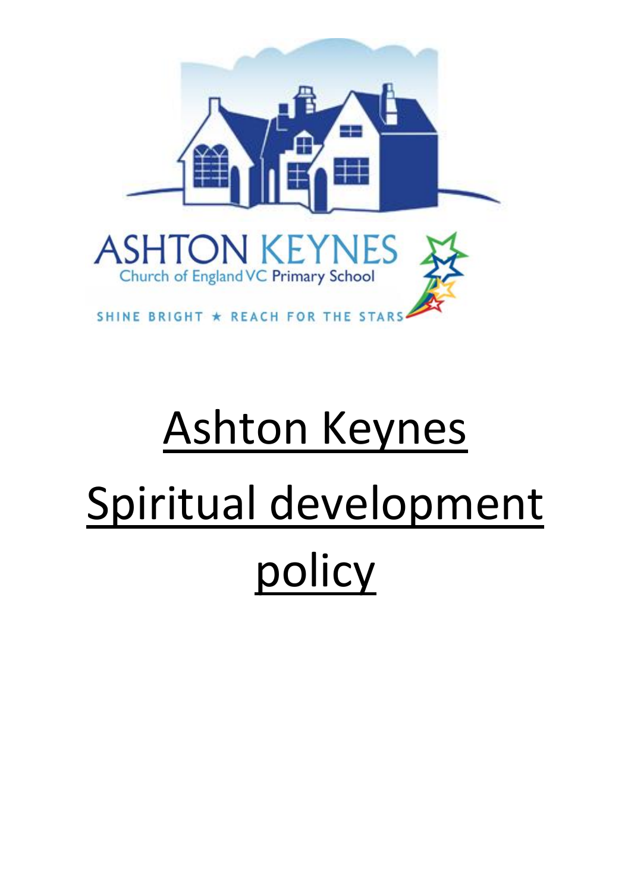ASHTON KEYNES
Church of England VC Primary School

SHINE BRIGHT ★ REACH FOR THE STARS

# Ashton Keynes Spiritual development policy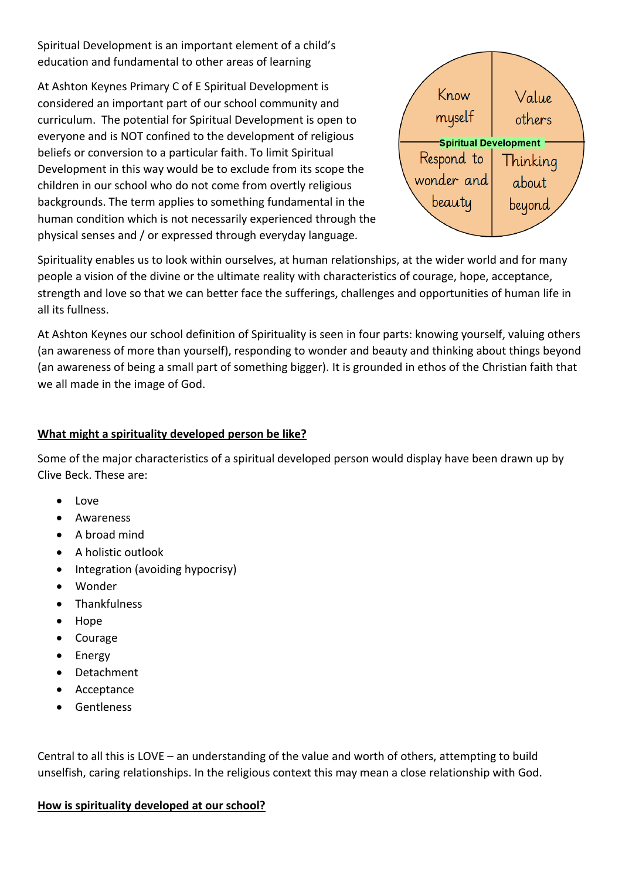Spiritual Development is an important element of a child's education and fundamental to other areas of learning

At Ashton Keynes Primary C of E Spiritual Development is considered an important part of our school community and curriculum. The potential for Spiritual Development is open to everyone and is NOT confined to the development of religious beliefs or conversion to a particular faith. To limit Spiritual Development in this way would be to exclude from its scope the children in our school who do not come from overtly religious backgrounds. The term applies to something fundamental in the human condition which is not necessarily experienced through the physical senses and / or expressed through everyday language.

| Know myself | Value others |
| --- | --- |
| **Spiritual Development** | |
| Respond to wonder and beauty | Thinking about beyond |

Spirituality enables us to look within ourselves, at human relationships, at the wider world and for many people a vision of the divine or the ultimate reality with characteristics of courage, hope, acceptance, strength and love so that we can better face the sufferings, challenges and opportunities of human life in all its fullness.

At Ashton Keynes our school definition of Spirituality is seen in four parts: knowing yourself, valuing others (an awareness of more than yourself), responding to wonder and beauty and thinking about things beyond (an awareness of being a small part of something bigger). It is grounded in ethos of the Christian faith that we all made in the image of God.

**What might a spirituality developed person be like?**

Some of the major characteristics of a spiritual developed person would display have been drawn up by Clive Beck. These are:

- Love
- Awareness
- A broad mind
- A holistic outlook
- Integration (avoiding hypocrisy)
- Wonder
- Thankfulness
- Hope
- Courage
- Energy
- Detachment
- Acceptance
- Gentleness

Central to all this is LOVE – an understanding of the value and worth of others, attempting to build unselfish, caring relationships. In the religious context this may mean a close relationship with God.

**How is spirituality developed at our school?**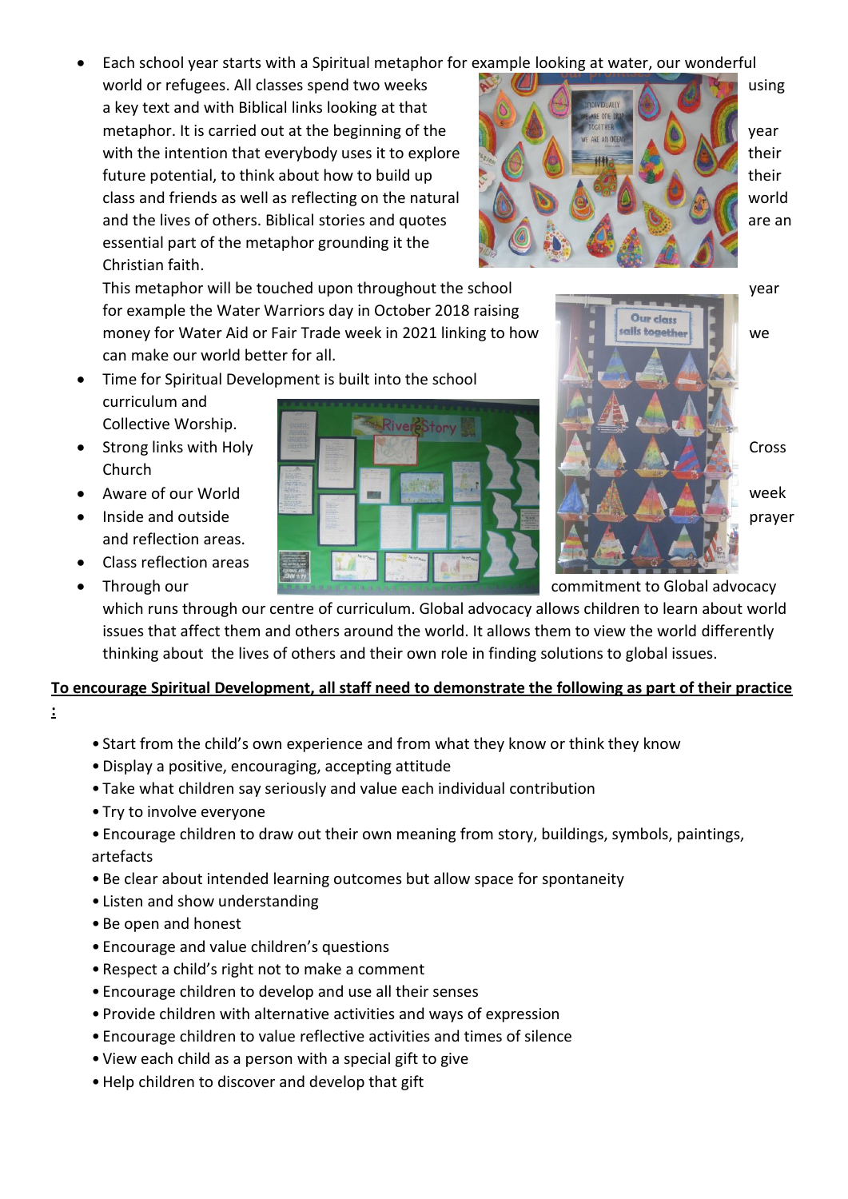- Each school year starts with a Spiritual metaphor for example looking at water, our wonderful world or refugees. All classes spend two weeks using a key text and with Biblical links looking at that metaphor. It is carried out at the beginning of the year with the intention that everybody uses it to explore their future potential, to think about how to build up their class and friends as well as reflecting on the natural world and the lives of others. Biblical stories and quotes are an essential part of the metaphor grounding it the Christian faith.

  This metaphor will be touched upon throughout the school year for example the Water Warriors day in October 2018 raising money for Water Aid or Fair Trade week in 2021 linking to how we can make our world better for all.
- Time for Spiritual Development is built into the school curriculum and Collective Worship.
- Strong links with Holy Cross Church
- Aware of our World week
- Inside and outside prayer and reflection areas.
- Class reflection areas
- Through our commitment to Global advocacy which runs through our centre of curriculum. Global advocacy allows children to learn about world issues that affect them and others around the world. It allows them to view the world differently thinking about the lives of others and their own role in finding solutions to global issues.

**To encourage Spiritual Development, all staff need to demonstrate the following as part of their practice :**

- Start from the child's own experience and from what they know or think they know
- Display a positive, encouraging, accepting attitude
- Take what children say seriously and value each individual contribution
- Try to involve everyone
- Encourage children to draw out their own meaning from story, buildings, symbols, paintings, artefacts
- Be clear about intended learning outcomes but allow space for spontaneity
- Listen and show understanding
- Be open and honest
- Encourage and value children's questions
- Respect a child's right not to make a comment
- Encourage children to develop and use all their senses
- Provide children with alternative activities and ways of expression
- Encourage children to value reflective activities and times of silence
- View each child as a person with a special gift to give
- Help children to discover and develop that gift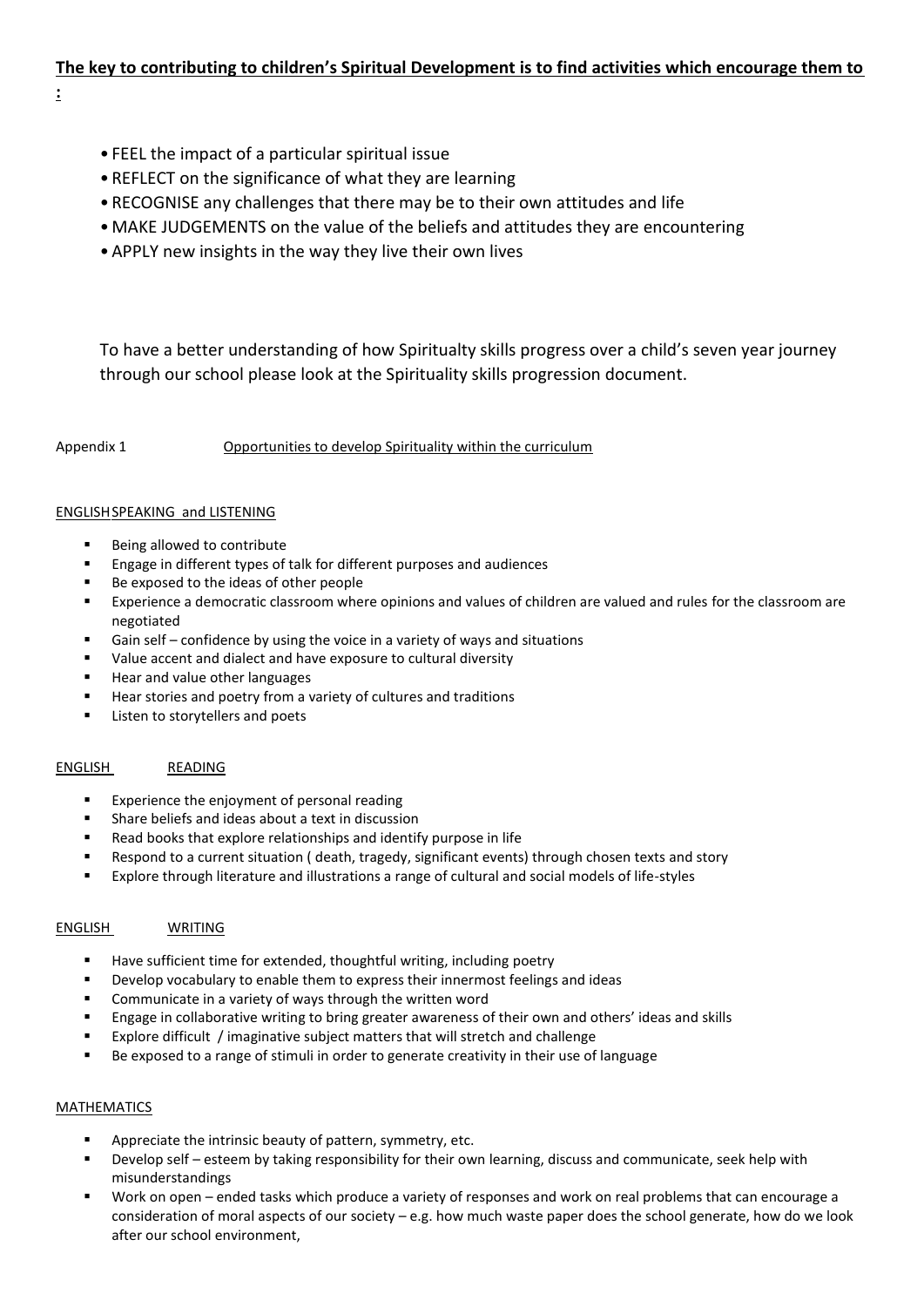**The key to contributing to children's Spiritual Development is to find activities which encourage them to :**

- FEEL the impact of a particular spiritual issue
- REFLECT on the significance of what they are learning
- RECOGNISE any challenges that there may be to their own attitudes and life
- MAKE JUDGEMENTS on the value of the beliefs and attitudes they are encountering
- APPLY new insights in the way they live their own lives

To have a better understanding of how Spiritualty skills progress over a child's seven year journey through our school please look at the Spirituality skills progression document.

Appendix 1 Opportunities to develop Spirituality within the curriculum

ENGLISH SPEAKING and LISTENING

- Being allowed to contribute
- Engage in different types of talk for different purposes and audiences
- Be exposed to the ideas of other people
- Experience a democratic classroom where opinions and values of children are valued and rules for the classroom are negotiated
- Gain self – confidence by using the voice in a variety of ways and situations
- Value accent and dialect and have exposure to cultural diversity
- Hear and value other languages
- Hear stories and poetry from a variety of cultures and traditions
- Listen to storytellers and poets

ENGLISH READING

- Experience the enjoyment of personal reading
- Share beliefs and ideas about a text in discussion
- Read books that explore relationships and identify purpose in life
- Respond to a current situation ( death, tragedy, significant events) through chosen texts and story
- Explore through literature and illustrations a range of cultural and social models of life-styles

ENGLISH WRITING

- Have sufficient time for extended, thoughtful writing, including poetry
- Develop vocabulary to enable them to express their innermost feelings and ideas
- Communicate in a variety of ways through the written word
- Engage in collaborative writing to bring greater awareness of their own and others' ideas and skills
- Explore difficult / imaginative subject matters that will stretch and challenge
- Be exposed to a range of stimuli in order to generate creativity in their use of language

MATHEMATICS

- Appreciate the intrinsic beauty of pattern, symmetry, etc.
- Develop self – esteem by taking responsibility for their own learning, discuss and communicate, seek help with misunderstandings
- Work on open – ended tasks which produce a variety of responses and work on real problems that can encourage a consideration of moral aspects of our society – e.g. how much waste paper does the school generate, how do we look after our school environment,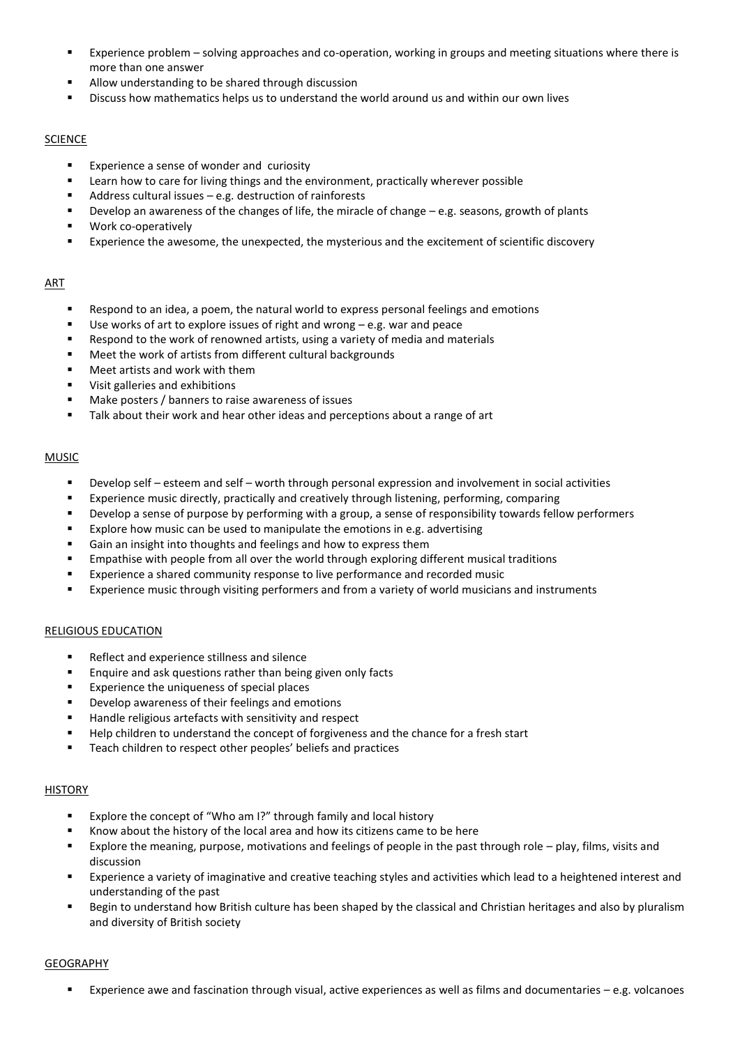- Experience problem – solving approaches and co-operation, working in groups and meeting situations where there is more than one answer
- Allow understanding to be shared through discussion
- Discuss how mathematics helps us to understand the world around us and within our own lives

## SCIENCE

- Experience a sense of wonder and curiosity
- Learn how to care for living things and the environment, practically wherever possible
- Address cultural issues – e.g. destruction of rainforests
- Develop an awareness of the changes of life, the miracle of change – e.g. seasons, growth of plants
- Work co-operatively
- Experience the awesome, the unexpected, the mysterious and the excitement of scientific discovery

## ART

- Respond to an idea, a poem, the natural world to express personal feelings and emotions
- Use works of art to explore issues of right and wrong – e.g. war and peace
- Respond to the work of renowned artists, using a variety of media and materials
- Meet the work of artists from different cultural backgrounds
- Meet artists and work with them
- Visit galleries and exhibitions
- Make posters / banners to raise awareness of issues
- Talk about their work and hear other ideas and perceptions about a range of art

## MUSIC

- Develop self – esteem and self – worth through personal expression and involvement in social activities
- Experience music directly, practically and creatively through listening, performing, comparing
- Develop a sense of purpose by performing with a group, a sense of responsibility towards fellow performers
- Explore how music can be used to manipulate the emotions in e.g. advertising
- Gain an insight into thoughts and feelings and how to express them
- Empathise with people from all over the world through exploring different musical traditions
- Experience a shared community response to live performance and recorded music
- Experience music through visiting performers and from a variety of world musicians and instruments

## RELIGIOUS EDUCATION

- Reflect and experience stillness and silence
- Enquire and ask questions rather than being given only facts
- Experience the uniqueness of special places
- Develop awareness of their feelings and emotions
- Handle religious artefacts with sensitivity and respect
- Help children to understand the concept of forgiveness and the chance for a fresh start
- Teach children to respect other peoples' beliefs and practices

## HISTORY

- Explore the concept of "Who am I?" through family and local history
- Know about the history of the local area and how its citizens came to be here
- Explore the meaning, purpose, motivations and feelings of people in the past through role – play, films, visits and discussion
- Experience a variety of imaginative and creative teaching styles and activities which lead to a heightened interest and understanding of the past
- Begin to understand how British culture has been shaped by the classical and Christian heritages and also by pluralism and diversity of British society

## GEOGRAPHY

- Experience awe and fascination through visual, active experiences as well as films and documentaries – e.g. volcanoes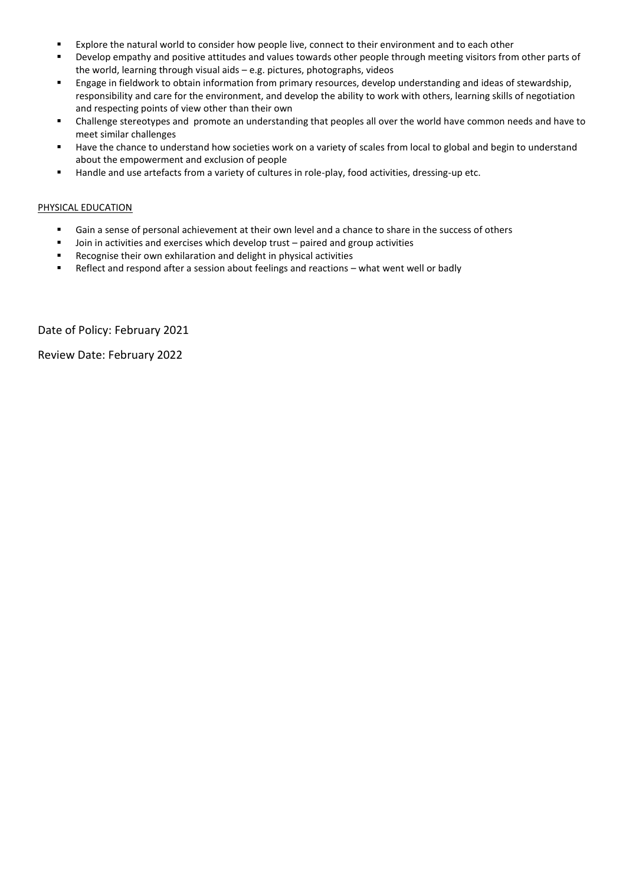- Explore the natural world to consider how people live, connect to their environment and to each other
- Develop empathy and positive attitudes and values towards other people through meeting visitors from other parts of the world, learning through visual aids – e.g. pictures, photographs, videos
- Engage in fieldwork to obtain information from primary resources, develop understanding and ideas of stewardship, responsibility and care for the environment, and develop the ability to work with others, learning skills of negotiation and respecting points of view other than their own
- Challenge stereotypes and promote an understanding that peoples all over the world have common needs and have to meet similar challenges
- Have the chance to understand how societies work on a variety of scales from local to global and begin to understand about the empowerment and exclusion of people
- Handle and use artefacts from a variety of cultures in role-play, food activities, dressing-up etc.

PHYSICAL EDUCATION

- Gain a sense of personal achievement at their own level and a chance to share in the success of others
- Join in activities and exercises which develop trust – paired and group activities
- Recognise their own exhilaration and delight in physical activities
- Reflect and respond after a session about feelings and reactions – what went well or badly

Date of Policy: February 2021

Review Date: February 2022